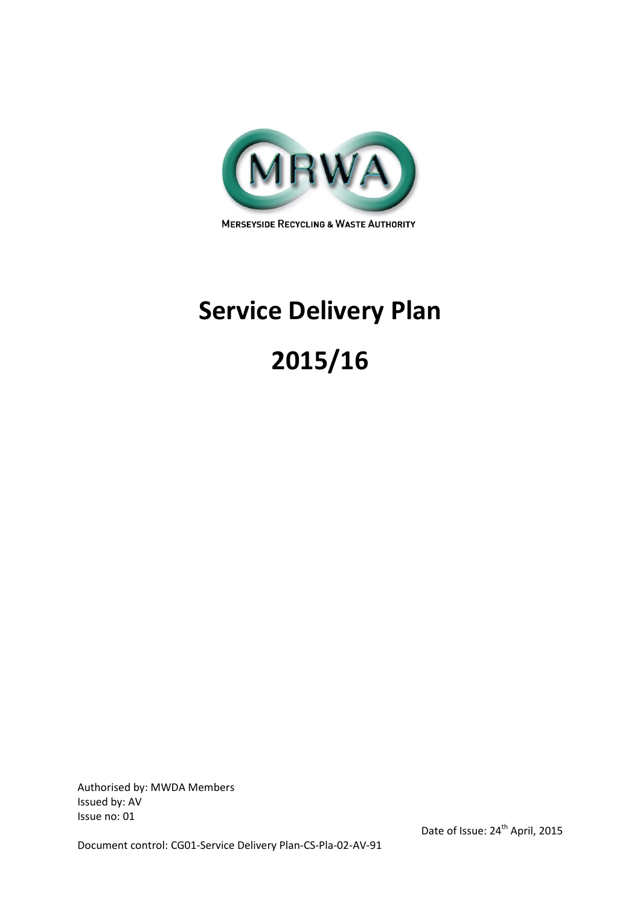MRWA

MERSEYSIDE RECYCLING & WASTE AUTHORITY

# Service Delivery Plan

# 2015/16

Authorised by: MWDA Members
Issued by: AV
Issue no: 01

Date of Issue: 24th April, 2015

Document control: CG01-Service Delivery Plan-CS-Pla-02-AV-91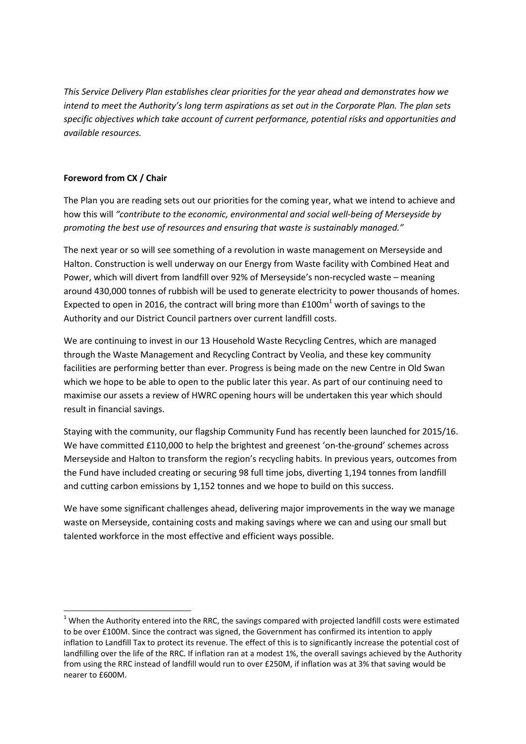*This Service Delivery Plan establishes clear priorities for the year ahead and demonstrates how we intend to meet the Authority's long term aspirations as set out in the Corporate Plan. The plan sets specific objectives which take account of current performance, potential risks and opportunities and available resources.*

**Foreword from CX / Chair**

The Plan you are reading sets out our priorities for the coming year, what we intend to achieve and how this will *"contribute to the economic, environmental and social well-being of Merseyside by promoting the best use of resources and ensuring that waste is sustainably managed."*

The next year or so will see something of a revolution in waste management on Merseyside and Halton. Construction is well underway on our Energy from Waste facility with Combined Heat and Power, which will divert from landfill over 92% of Merseyside's non-recycled waste – meaning around 430,000 tonnes of rubbish will be used to generate electricity to power thousands of homes. Expected to open in 2016, the contract will bring more than £100m[1] worth of savings to the Authority and our District Council partners over current landfill costs.

We are continuing to invest in our 13 Household Waste Recycling Centres, which are managed through the Waste Management and Recycling Contract by Veolia, and these key community facilities are performing better than ever. Progress is being made on the new Centre in Old Swan which we hope to be able to open to the public later this year. As part of our continuing need to maximise our assets a review of HWRC opening hours will be undertaken this year which should result in financial savings.

Staying with the community, our flagship Community Fund has recently been launched for 2015/16. We have committed £110,000 to help the brightest and greenest 'on-the-ground' schemes across Merseyside and Halton to transform the region's recycling habits. In previous years, outcomes from the Fund have included creating or securing 98 full time jobs, diverting 1,194 tonnes from landfill and cutting carbon emissions by 1,152 tonnes and we hope to build on this success.

We have some significant challenges ahead, delivering major improvements in the way we manage waste on Merseyside, containing costs and making savings where we can and using our small but talented workforce in the most effective and efficient ways possible.

---

[1] When the Authority entered into the RRC, the savings compared with projected landfill costs were estimated to be over £100M. Since the contract was signed, the Government has confirmed its intention to apply inflation to Landfill Tax to protect its revenue. The effect of this is to significantly increase the potential cost of landfilling over the life of the RRC. If inflation ran at a modest 1%, the overall savings achieved by the Authority from using the RRC instead of landfill would run to over £250M, if inflation was at 3% that saving would be nearer to £600M.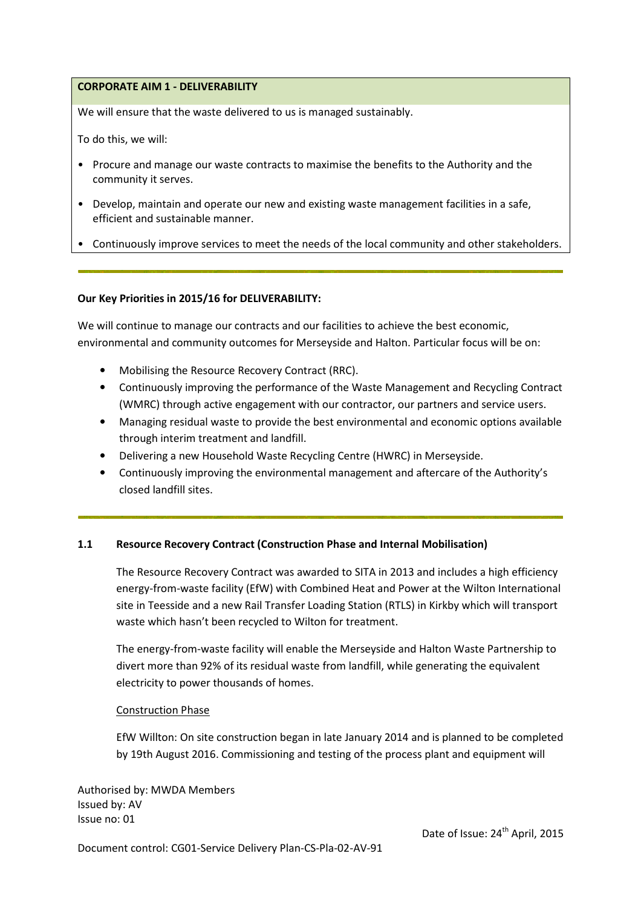**CORPORATE AIM 1 - DELIVERABILITY**

We will ensure that the waste delivered to us is managed sustainably.

To do this, we will:

- Procure and manage our waste contracts to maximise the benefits to the Authority and the community it serves.
- Develop, maintain and operate our new and existing waste management facilities in a safe, efficient and sustainable manner.
- Continuously improve services to meet the needs of the local community and other stakeholders.

---

**Our Key Priorities in 2015/16 for DELIVERABILITY:**

We will continue to manage our contracts and our facilities to achieve the best economic, environmental and community outcomes for Merseyside and Halton. Particular focus will be on:

- Mobilising the Resource Recovery Contract (RRC).
- Continuously improving the performance of the Waste Management and Recycling Contract (WMRC) through active engagement with our contractor, our partners and service users.
- Managing residual waste to provide the best environmental and economic options available through interim treatment and landfill.
- Delivering a new Household Waste Recycling Centre (HWRC) in Merseyside.
- Continuously improving the environmental management and aftercare of the Authority's closed landfill sites.

---

**1.1 Resource Recovery Contract (Construction Phase and Internal Mobilisation)**

The Resource Recovery Contract was awarded to SITA in 2013 and includes a high efficiency energy-from-waste facility (EfW) with Combined Heat and Power at the Wilton International site in Teesside and a new Rail Transfer Loading Station (RTLS) in Kirkby which will transport waste which hasn't been recycled to Wilton for treatment.

The energy-from-waste facility will enable the Merseyside and Halton Waste Partnership to divert more than 92% of its residual waste from landfill, while generating the equivalent electricity to power thousands of homes.

<u>Construction Phase</u>

EfW Willton: On site construction began in late January 2014 and is planned to be completed by 19th August 2016. Commissioning and testing of the process plant and equipment will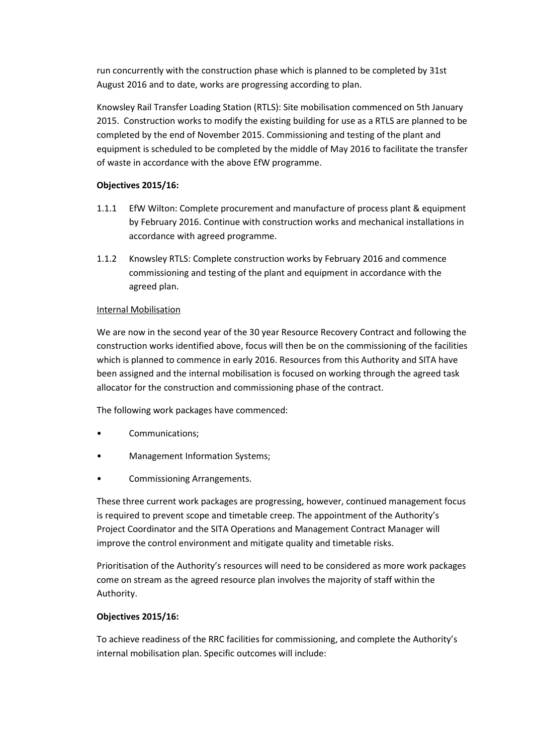run concurrently with the construction phase which is planned to be completed by 31st August 2016 and to date, works are progressing according to plan.

Knowsley Rail Transfer Loading Station (RTLS): Site mobilisation commenced on 5th January 2015. Construction works to modify the existing building for use as a RTLS are planned to be completed by the end of November 2015. Commissioning and testing of the plant and equipment is scheduled to be completed by the middle of May 2016 to facilitate the transfer of waste in accordance with the above EfW programme.

**Objectives 2015/16:**

1.1.1 EfW Wilton: Complete procurement and manufacture of process plant & equipment by February 2016. Continue with construction works and mechanical installations in accordance with agreed programme.

1.1.2 Knowsley RTLS: Complete construction works by February 2016 and commence commissioning and testing of the plant and equipment in accordance with the agreed plan.

<u>Internal Mobilisation</u>

We are now in the second year of the 30 year Resource Recovery Contract and following the construction works identified above, focus will then be on the commissioning of the facilities which is planned to commence in early 2016. Resources from this Authority and SITA have been assigned and the internal mobilisation is focused on working through the agreed task allocator for the construction and commissioning phase of the contract.

The following work packages have commenced:

- Communications;
- Management Information Systems;
- Commissioning Arrangements.

These three current work packages are progressing, however, continued management focus is required to prevent scope and timetable creep. The appointment of the Authority's Project Coordinator and the SITA Operations and Management Contract Manager will improve the control environment and mitigate quality and timetable risks.

Prioritisation of the Authority's resources will need to be considered as more work packages come on stream as the agreed resource plan involves the majority of staff within the Authority.

**Objectives 2015/16:**

To achieve readiness of the RRC facilities for commissioning, and complete the Authority's internal mobilisation plan. Specific outcomes will include: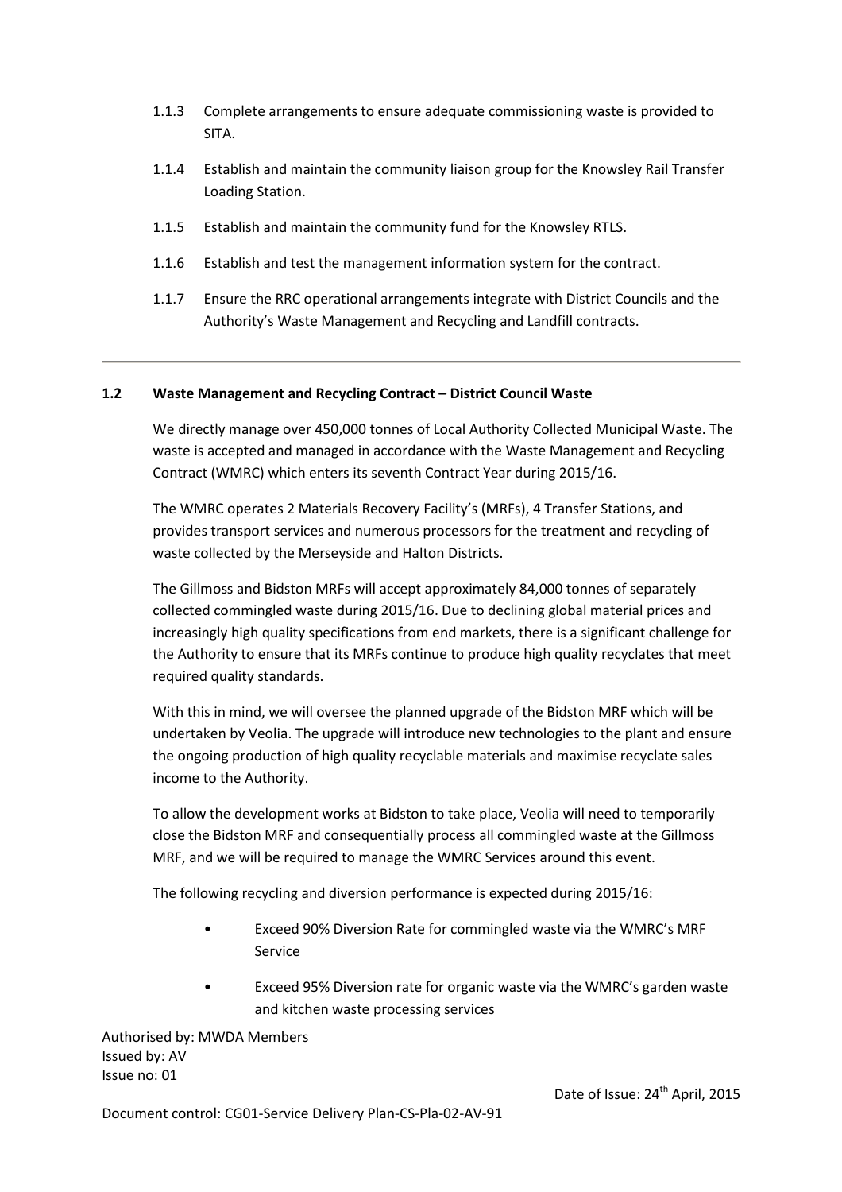1.1.3 Complete arrangements to ensure adequate commissioning waste is provided to SITA.

1.1.4 Establish and maintain the community liaison group for the Knowsley Rail Transfer Loading Station.

1.1.5 Establish and maintain the community fund for the Knowsley RTLS.

1.1.6 Establish and test the management information system for the contract.

1.1.7 Ensure the RRC operational arrangements integrate with District Councils and the Authority's Waste Management and Recycling and Landfill contracts.

---

### 1.2 Waste Management and Recycling Contract – District Council Waste

We directly manage over 450,000 tonnes of Local Authority Collected Municipal Waste. The waste is accepted and managed in accordance with the Waste Management and Recycling Contract (WMRC) which enters its seventh Contract Year during 2015/16.

The WMRC operates 2 Materials Recovery Facility's (MRFs), 4 Transfer Stations, and provides transport services and numerous processors for the treatment and recycling of waste collected by the Merseyside and Halton Districts.

The Gillmoss and Bidston MRFs will accept approximately 84,000 tonnes of separately collected commingled waste during 2015/16. Due to declining global material prices and increasingly high quality specifications from end markets, there is a significant challenge for the Authority to ensure that its MRFs continue to produce high quality recyclates that meet required quality standards.

With this in mind, we will oversee the planned upgrade of the Bidston MRF which will be undertaken by Veolia. The upgrade will introduce new technologies to the plant and ensure the ongoing production of high quality recyclable materials and maximise recyclate sales income to the Authority.

To allow the development works at Bidston to take place, Veolia will need to temporarily close the Bidston MRF and consequentially process all commingled waste at the Gillmoss MRF, and we will be required to manage the WMRC Services around this event.

The following recycling and diversion performance is expected during 2015/16:

- Exceed 90% Diversion Rate for commingled waste via the WMRC's MRF Service
- Exceed 95% Diversion rate for organic waste via the WMRC's garden waste and kitchen waste processing services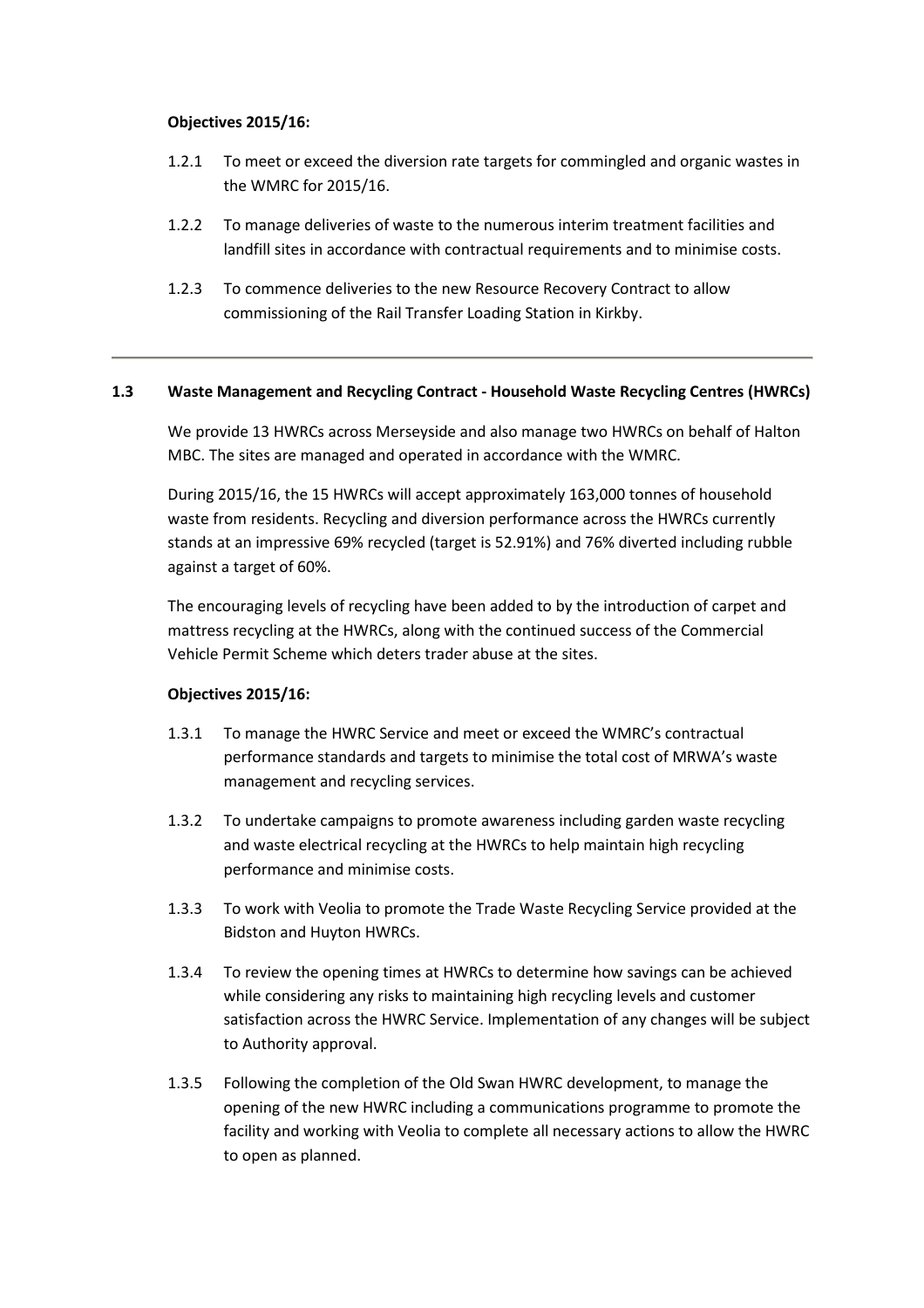**Objectives 2015/16:**

1.2.1 To meet or exceed the diversion rate targets for commingled and organic wastes in the WMRC for 2015/16.

1.2.2 To manage deliveries of waste to the numerous interim treatment facilities and landfill sites in accordance with contractual requirements and to minimise costs.

1.2.3 To commence deliveries to the new Resource Recovery Contract to allow commissioning of the Rail Transfer Loading Station in Kirkby.

---

### 1.3 Waste Management and Recycling Contract - Household Waste Recycling Centres (HWRCs)

We provide 13 HWRCs across Merseyside and also manage two HWRCs on behalf of Halton MBC. The sites are managed and operated in accordance with the WMRC.

During 2015/16, the 15 HWRCs will accept approximately 163,000 tonnes of household waste from residents. Recycling and diversion performance across the HWRCs currently stands at an impressive 69% recycled (target is 52.91%) and 76% diverted including rubble against a target of 60%.

The encouraging levels of recycling have been added to by the introduction of carpet and mattress recycling at the HWRCs, along with the continued success of the Commercial Vehicle Permit Scheme which deters trader abuse at the sites.

**Objectives 2015/16:**

1.3.1 To manage the HWRC Service and meet or exceed the WMRC's contractual performance standards and targets to minimise the total cost of MRWA's waste management and recycling services.

1.3.2 To undertake campaigns to promote awareness including garden waste recycling and waste electrical recycling at the HWRCs to help maintain high recycling performance and minimise costs.

1.3.3 To work with Veolia to promote the Trade Waste Recycling Service provided at the Bidston and Huyton HWRCs.

1.3.4 To review the opening times at HWRCs to determine how savings can be achieved while considering any risks to maintaining high recycling levels and customer satisfaction across the HWRC Service. Implementation of any changes will be subject to Authority approval.

1.3.5 Following the completion of the Old Swan HWRC development, to manage the opening of the new HWRC including a communications programme to promote the facility and working with Veolia to complete all necessary actions to allow the HWRC to open as planned.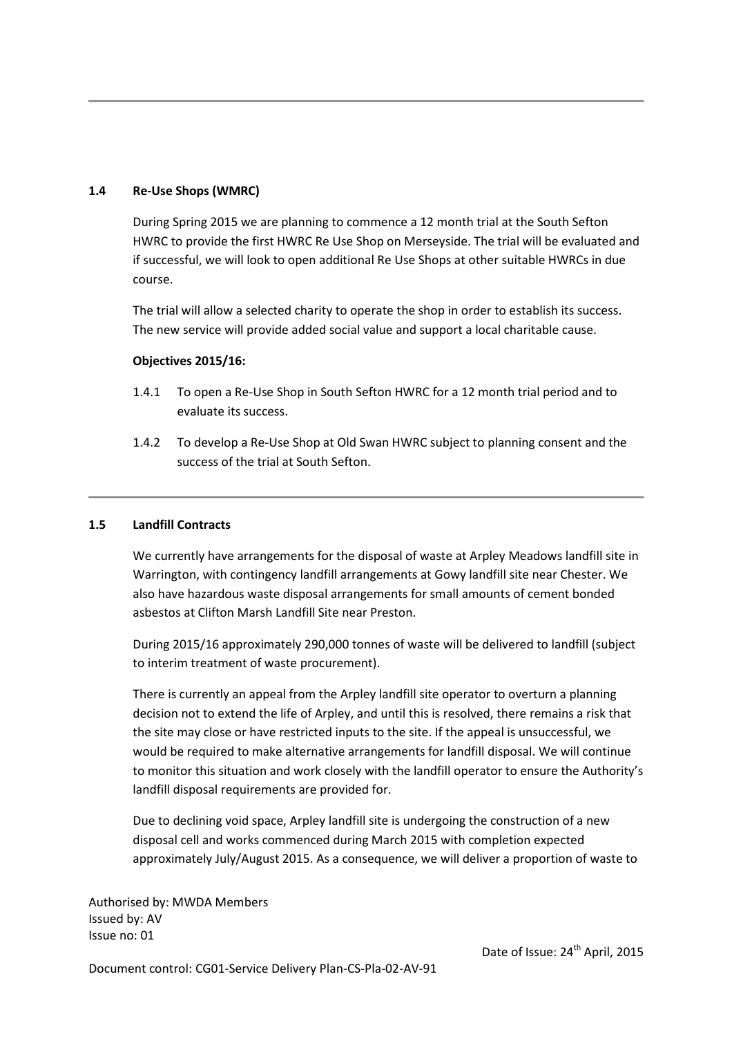### 1.4 Re-Use Shops (WMRC)

During Spring 2015 we are planning to commence a 12 month trial at the South Sefton HWRC to provide the first HWRC Re Use Shop on Merseyside. The trial will be evaluated and if successful, we will look to open additional Re Use Shops at other suitable HWRCs in due course.

The trial will allow a selected charity to operate the shop in order to establish its success. The new service will provide added social value and support a local charitable cause.

**Objectives 2015/16:**

1.4.1 To open a Re-Use Shop in South Sefton HWRC for a 12 month trial period and to evaluate its success.

1.4.2 To develop a Re-Use Shop at Old Swan HWRC subject to planning consent and the success of the trial at South Sefton.

---

### 1.5 Landfill Contracts

We currently have arrangements for the disposal of waste at Arpley Meadows landfill site in Warrington, with contingency landfill arrangements at Gowy landfill site near Chester. We also have hazardous waste disposal arrangements for small amounts of cement bonded asbestos at Clifton Marsh Landfill Site near Preston.

During 2015/16 approximately 290,000 tonnes of waste will be delivered to landfill (subject to interim treatment of waste procurement).

There is currently an appeal from the Arpley landfill site operator to overturn a planning decision not to extend the life of Arpley, and until this is resolved, there remains a risk that the site may close or have restricted inputs to the site. If the appeal is unsuccessful, we would be required to make alternative arrangements for landfill disposal. We will continue to monitor this situation and work closely with the landfill operator to ensure the Authority's landfill disposal requirements are provided for.

Due to declining void space, Arpley landfill site is undergoing the construction of a new disposal cell and works commenced during March 2015 with completion expected approximately July/August 2015. As a consequence, we will deliver a proportion of waste to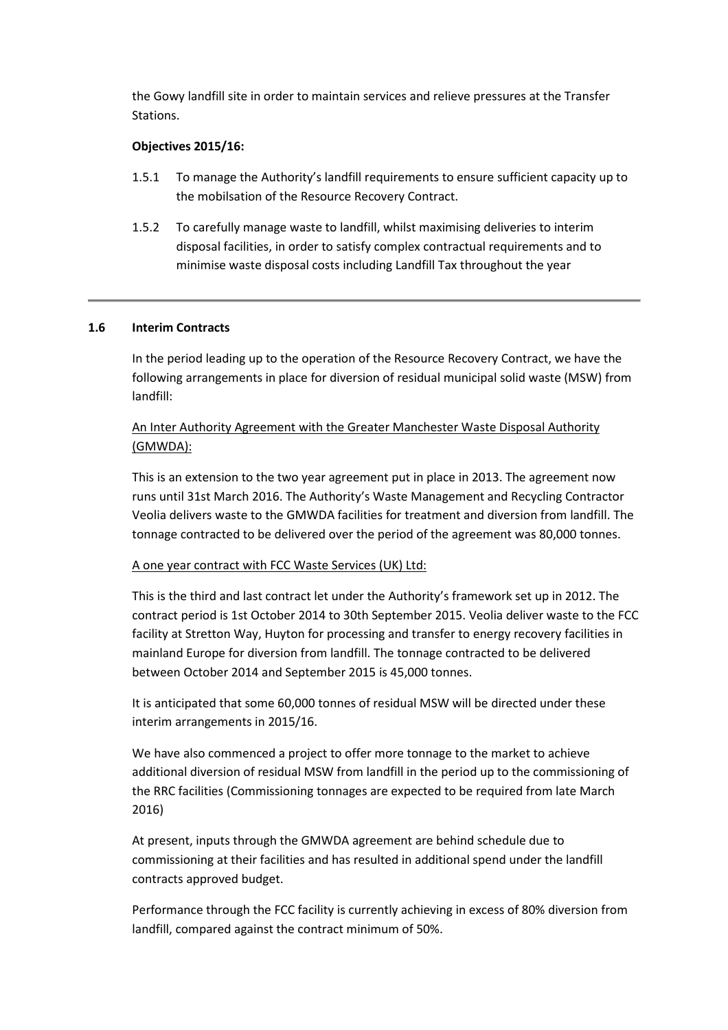the Gowy landfill site in order to maintain services and relieve pressures at the Transfer Stations.

**Objectives 2015/16:**

1.5.1 To manage the Authority's landfill requirements to ensure sufficient capacity up to the mobilsation of the Resource Recovery Contract.

1.5.2 To carefully manage waste to landfill, whilst maximising deliveries to interim disposal facilities, in order to satisfy complex contractual requirements and to minimise waste disposal costs including Landfill Tax throughout the year

---

### 1.6 Interim Contracts

In the period leading up to the operation of the Resource Recovery Contract, we have the following arrangements in place for diversion of residual municipal solid waste (MSW) from landfill:

An Inter Authority Agreement with the Greater Manchester Waste Disposal Authority (GMWDA):

This is an extension to the two year agreement put in place in 2013. The agreement now runs until 31st March 2016. The Authority's Waste Management and Recycling Contractor Veolia delivers waste to the GMWDA facilities for treatment and diversion from landfill. The tonnage contracted to be delivered over the period of the agreement was 80,000 tonnes.

A one year contract with FCC Waste Services (UK) Ltd:

This is the third and last contract let under the Authority's framework set up in 2012. The contract period is 1st October 2014 to 30th September 2015. Veolia deliver waste to the FCC facility at Stretton Way, Huyton for processing and transfer to energy recovery facilities in mainland Europe for diversion from landfill. The tonnage contracted to be delivered between October 2014 and September 2015 is 45,000 tonnes.

It is anticipated that some 60,000 tonnes of residual MSW will be directed under these interim arrangements in 2015/16.

We have also commenced a project to offer more tonnage to the market to achieve additional diversion of residual MSW from landfill in the period up to the commissioning of the RRC facilities (Commissioning tonnages are expected to be required from late March 2016)

At present, inputs through the GMWDA agreement are behind schedule due to commissioning at their facilities and has resulted in additional spend under the landfill contracts approved budget.

Performance through the FCC facility is currently achieving in excess of 80% diversion from landfill, compared against the contract minimum of 50%.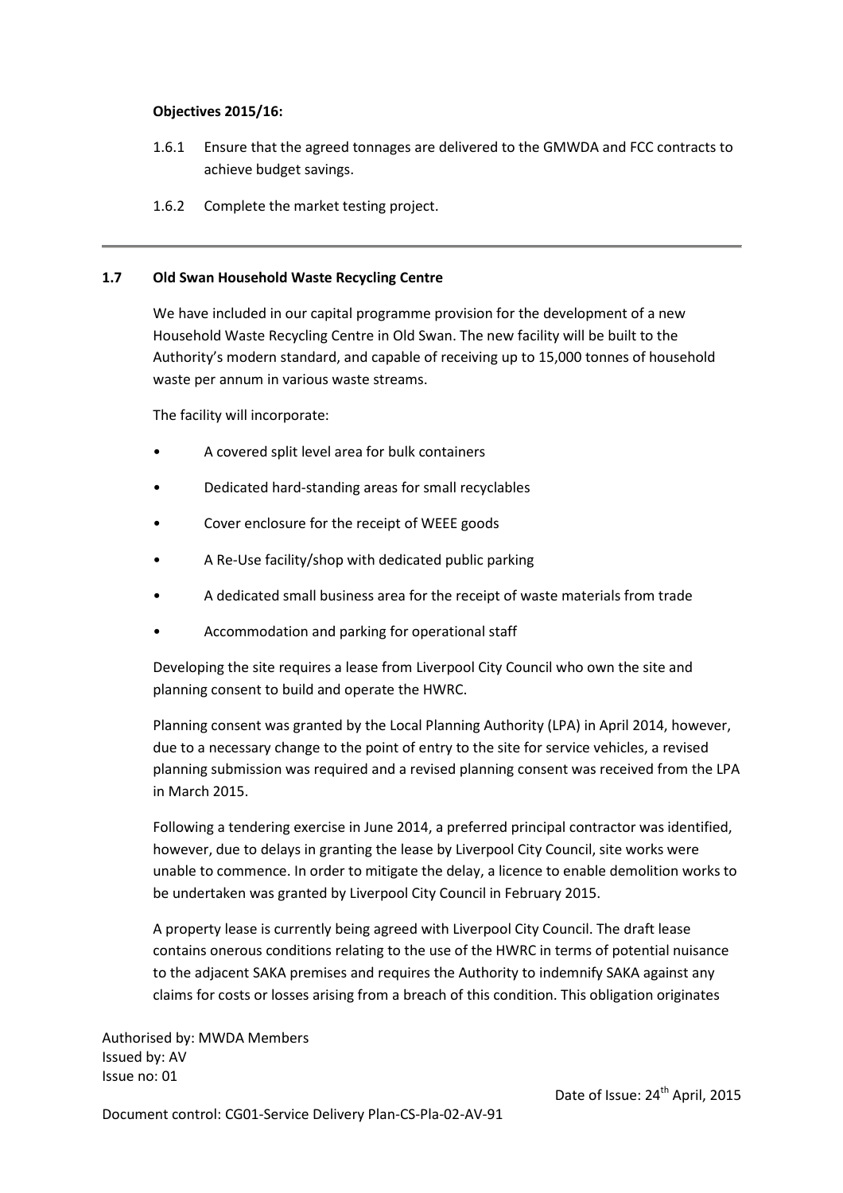**Objectives 2015/16:**

1.6.1 Ensure that the agreed tonnages are delivered to the GMWDA and FCC contracts to achieve budget savings.

1.6.2 Complete the market testing project.

---

### 1.7 Old Swan Household Waste Recycling Centre

We have included in our capital programme provision for the development of a new Household Waste Recycling Centre in Old Swan. The new facility will be built to the Authority's modern standard, and capable of receiving up to 15,000 tonnes of household waste per annum in various waste streams.

The facility will incorporate:

- A covered split level area for bulk containers
- Dedicated hard-standing areas for small recyclables
- Cover enclosure for the receipt of WEEE goods
- A Re-Use facility/shop with dedicated public parking
- A dedicated small business area for the receipt of waste materials from trade
- Accommodation and parking for operational staff

Developing the site requires a lease from Liverpool City Council who own the site and planning consent to build and operate the HWRC.

Planning consent was granted by the Local Planning Authority (LPA) in April 2014, however, due to a necessary change to the point of entry to the site for service vehicles, a revised planning submission was required and a revised planning consent was received from the LPA in March 2015.

Following a tendering exercise in June 2014, a preferred principal contractor was identified, however, due to delays in granting the lease by Liverpool City Council, site works were unable to commence. In order to mitigate the delay, a licence to enable demolition works to be undertaken was granted by Liverpool City Council in February 2015.

A property lease is currently being agreed with Liverpool City Council. The draft lease contains onerous conditions relating to the use of the HWRC in terms of potential nuisance to the adjacent SAKA premises and requires the Authority to indemnify SAKA against any claims for costs or losses arising from a breach of this condition. This obligation originates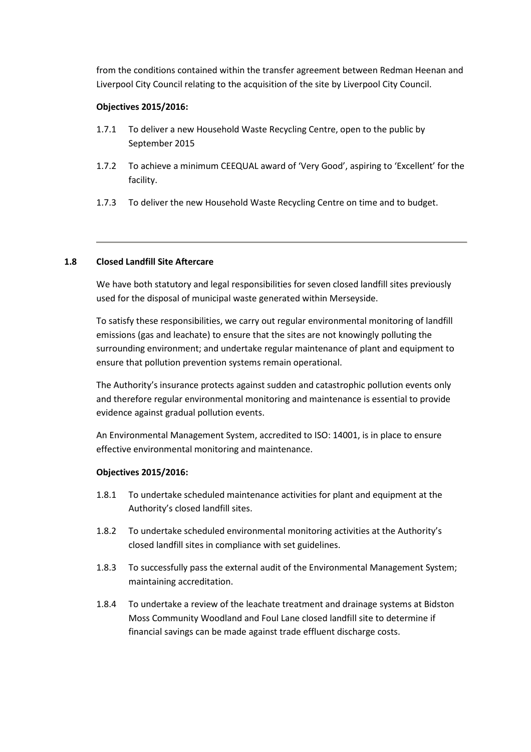from the conditions contained within the transfer agreement between Redman Heenan and Liverpool City Council relating to the acquisition of the site by Liverpool City Council.

**Objectives 2015/2016:**

1.7.1 To deliver a new Household Waste Recycling Centre, open to the public by September 2015

1.7.2 To achieve a minimum CEEQUAL award of 'Very Good', aspiring to 'Excellent' for the facility.

1.7.3 To deliver the new Household Waste Recycling Centre on time and to budget.

---

## 1.8 Closed Landfill Site Aftercare

We have both statutory and legal responsibilities for seven closed landfill sites previously used for the disposal of municipal waste generated within Merseyside.

To satisfy these responsibilities, we carry out regular environmental monitoring of landfill emissions (gas and leachate) to ensure that the sites are not knowingly polluting the surrounding environment; and undertake regular maintenance of plant and equipment to ensure that pollution prevention systems remain operational.

The Authority's insurance protects against sudden and catastrophic pollution events only and therefore regular environmental monitoring and maintenance is essential to provide evidence against gradual pollution events.

An Environmental Management System, accredited to ISO: 14001, is in place to ensure effective environmental monitoring and maintenance.

**Objectives 2015/2016:**

1.8.1 To undertake scheduled maintenance activities for plant and equipment at the Authority's closed landfill sites.

1.8.2 To undertake scheduled environmental monitoring activities at the Authority's closed landfill sites in compliance with set guidelines.

1.8.3 To successfully pass the external audit of the Environmental Management System; maintaining accreditation.

1.8.4 To undertake a review of the leachate treatment and drainage systems at Bidston Moss Community Woodland and Foul Lane closed landfill site to determine if financial savings can be made against trade effluent discharge costs.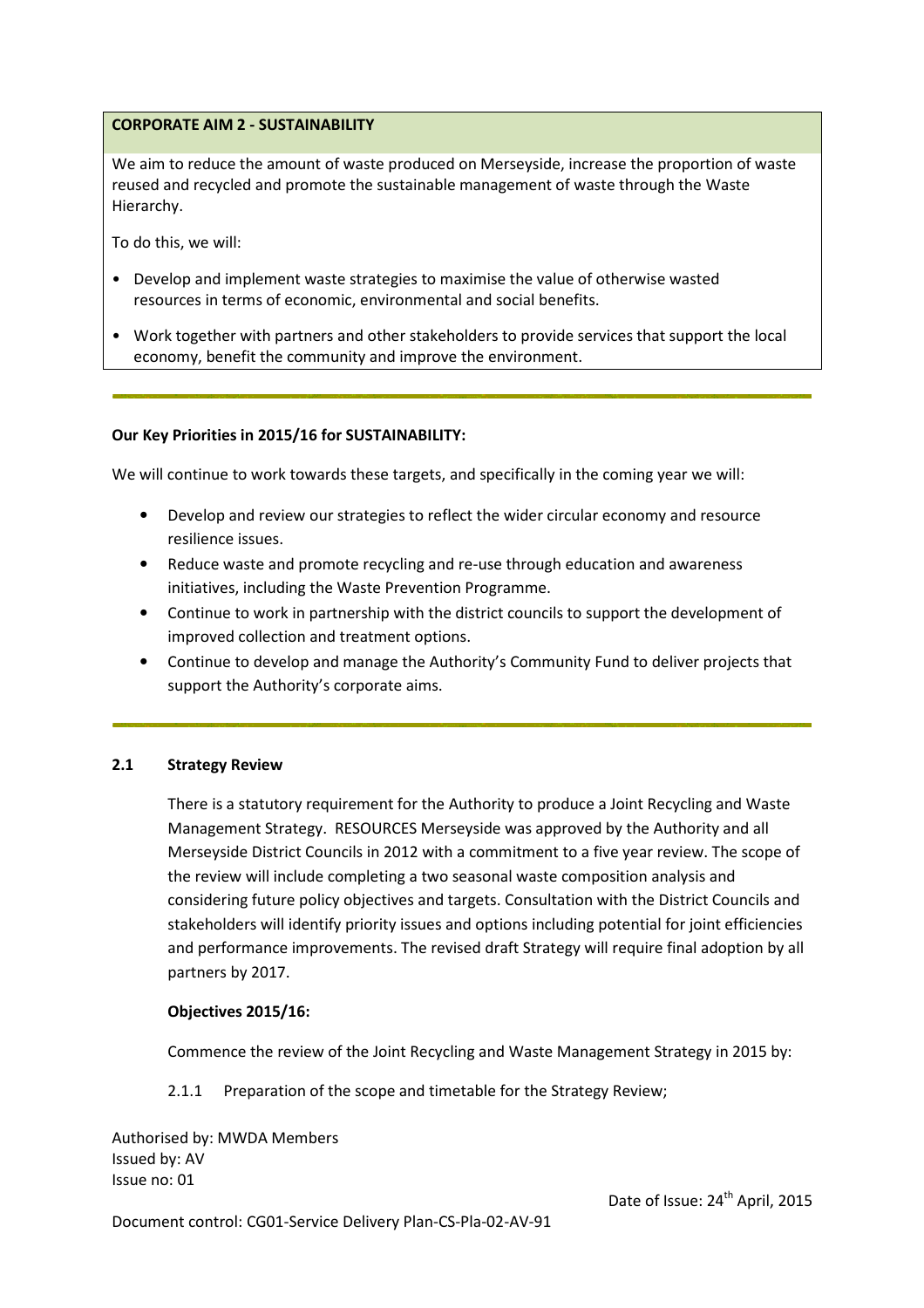**CORPORATE AIM 2 - SUSTAINABILITY**

We aim to reduce the amount of waste produced on Merseyside, increase the proportion of waste reused and recycled and promote the sustainable management of waste through the Waste Hierarchy.

To do this, we will:

- Develop and implement waste strategies to maximise the value of otherwise wasted resources in terms of economic, environmental and social benefits.
- Work together with partners and other stakeholders to provide services that support the local economy, benefit the community and improve the environment.

**Our Key Priorities in 2015/16 for SUSTAINABILITY:**

We will continue to work towards these targets, and specifically in the coming year we will:

- Develop and review our strategies to reflect the wider circular economy and resource resilience issues.
- Reduce waste and promote recycling and re-use through education and awareness initiatives, including the Waste Prevention Programme.
- Continue to work in partnership with the district councils to support the development of improved collection and treatment options.
- Continue to develop and manage the Authority's Community Fund to deliver projects that support the Authority's corporate aims.

### 2.1 Strategy Review

There is a statutory requirement for the Authority to produce a Joint Recycling and Waste Management Strategy. RESOURCES Merseyside was approved by the Authority and all Merseyside District Councils in 2012 with a commitment to a five year review. The scope of the review will include completing a two seasonal waste composition analysis and considering future policy objectives and targets. Consultation with the District Councils and stakeholders will identify priority issues and options including potential for joint efficiencies and performance improvements. The revised draft Strategy will require final adoption by all partners by 2017.

**Objectives 2015/16:**

Commence the review of the Joint Recycling and Waste Management Strategy in 2015 by:

2.1.1 Preparation of the scope and timetable for the Strategy Review;

Authorised by: MWDA Members
Issued by: AV
Issue no: 01

Date of Issue: 24th April, 2015

Document control: CG01-Service Delivery Plan-CS-Pla-02-AV-91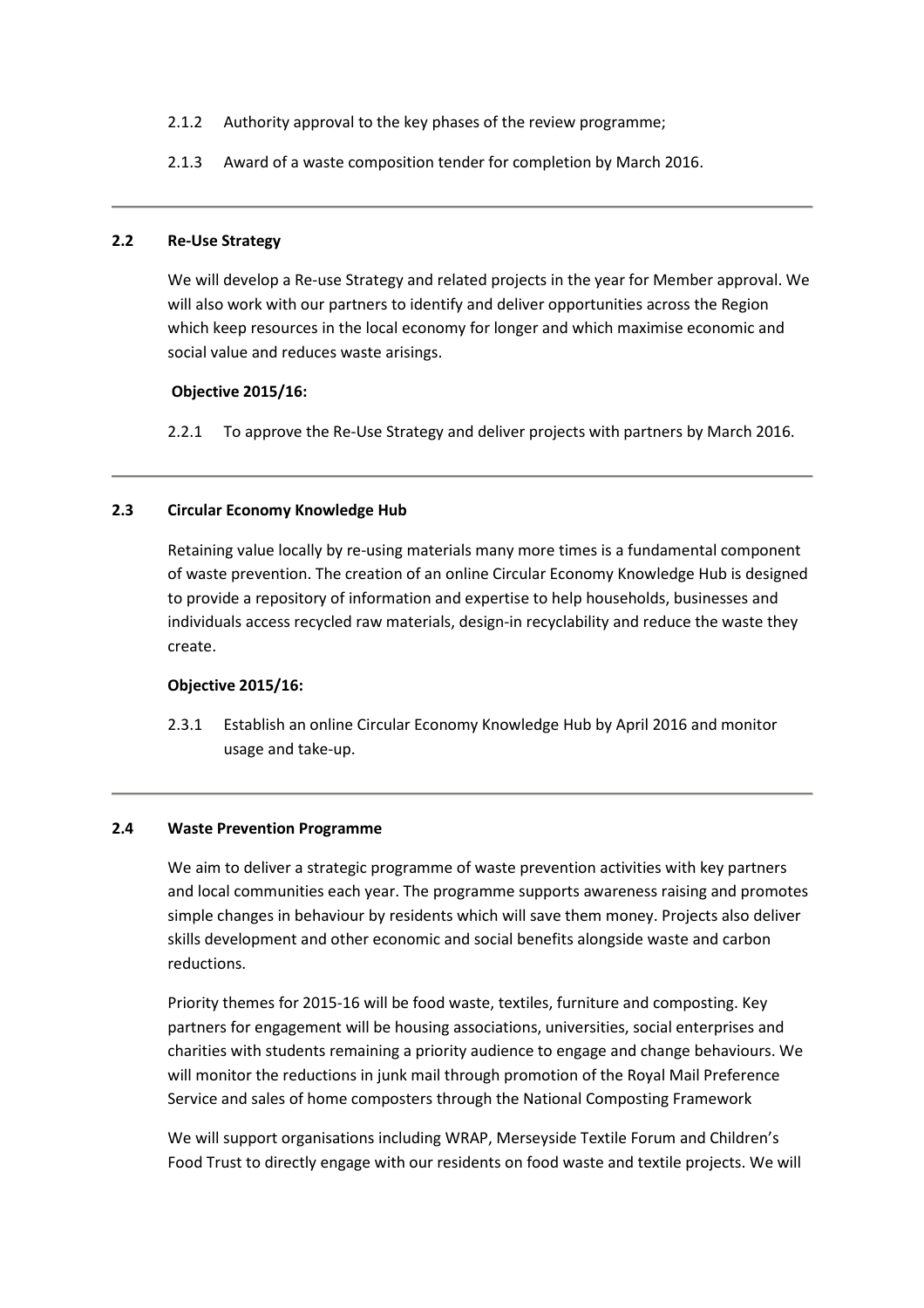2.1.2 Authority approval to the key phases of the review programme;

2.1.3 Award of a waste composition tender for completion by March 2016.

---

### 2.2 Re-Use Strategy

We will develop a Re-use Strategy and related projects in the year for Member approval. We will also work with our partners to identify and deliver opportunities across the Region which keep resources in the local economy for longer and which maximise economic and social value and reduces waste arisings.

**Objective 2015/16:**

2.2.1 To approve the Re-Use Strategy and deliver projects with partners by March 2016.

---

### 2.3 Circular Economy Knowledge Hub

Retaining value locally by re-using materials many more times is a fundamental component of waste prevention. The creation of an online Circular Economy Knowledge Hub is designed to provide a repository of information and expertise to help households, businesses and individuals access recycled raw materials, design-in recyclability and reduce the waste they create.

**Objective 2015/16:**

2.3.1 Establish an online Circular Economy Knowledge Hub by April 2016 and monitor usage and take-up.

---

### 2.4 Waste Prevention Programme

We aim to deliver a strategic programme of waste prevention activities with key partners and local communities each year. The programme supports awareness raising and promotes simple changes in behaviour by residents which will save them money. Projects also deliver skills development and other economic and social benefits alongside waste and carbon reductions.

Priority themes for 2015-16 will be food waste, textiles, furniture and composting. Key partners for engagement will be housing associations, universities, social enterprises and charities with students remaining a priority audience to engage and change behaviours. We will monitor the reductions in junk mail through promotion of the Royal Mail Preference Service and sales of home composters through the National Composting Framework

We will support organisations including WRAP, Merseyside Textile Forum and Children's Food Trust to directly engage with our residents on food waste and textile projects. We will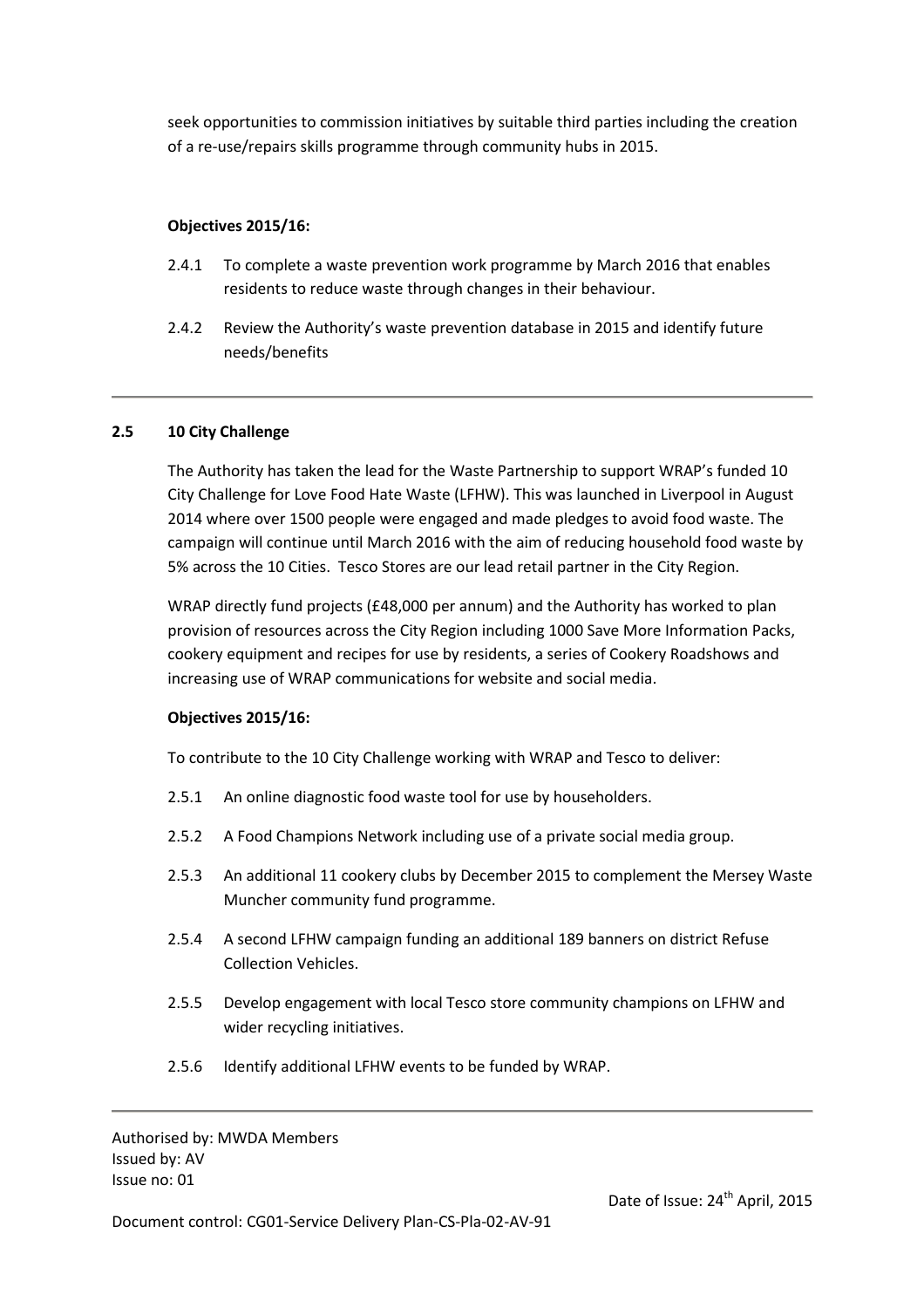seek opportunities to commission initiatives by suitable third parties including the creation of a re-use/repairs skills programme through community hubs in 2015.

**Objectives 2015/16:**

2.4.1 To complete a waste prevention work programme by March 2016 that enables residents to reduce waste through changes in their behaviour.

2.4.2 Review the Authority's waste prevention database in 2015 and identify future needs/benefits

---

### 2.5 10 City Challenge

The Authority has taken the lead for the Waste Partnership to support WRAP's funded 10 City Challenge for Love Food Hate Waste (LFHW). This was launched in Liverpool in August 2014 where over 1500 people were engaged and made pledges to avoid food waste. The campaign will continue until March 2016 with the aim of reducing household food waste by 5% across the 10 Cities. Tesco Stores are our lead retail partner in the City Region.

WRAP directly fund projects (£48,000 per annum) and the Authority has worked to plan provision of resources across the City Region including 1000 Save More Information Packs, cookery equipment and recipes for use by residents, a series of Cookery Roadshows and increasing use of WRAP communications for website and social media.

**Objectives 2015/16:**

To contribute to the 10 City Challenge working with WRAP and Tesco to deliver:

2.5.1 An online diagnostic food waste tool for use by householders.

2.5.2 A Food Champions Network including use of a private social media group.

2.5.3 An additional 11 cookery clubs by December 2015 to complement the Mersey Waste Muncher community fund programme.

2.5.4 A second LFHW campaign funding an additional 189 banners on district Refuse Collection Vehicles.

2.5.5 Develop engagement with local Tesco store community champions on LFHW and wider recycling initiatives.

2.5.6 Identify additional LFHW events to be funded by WRAP.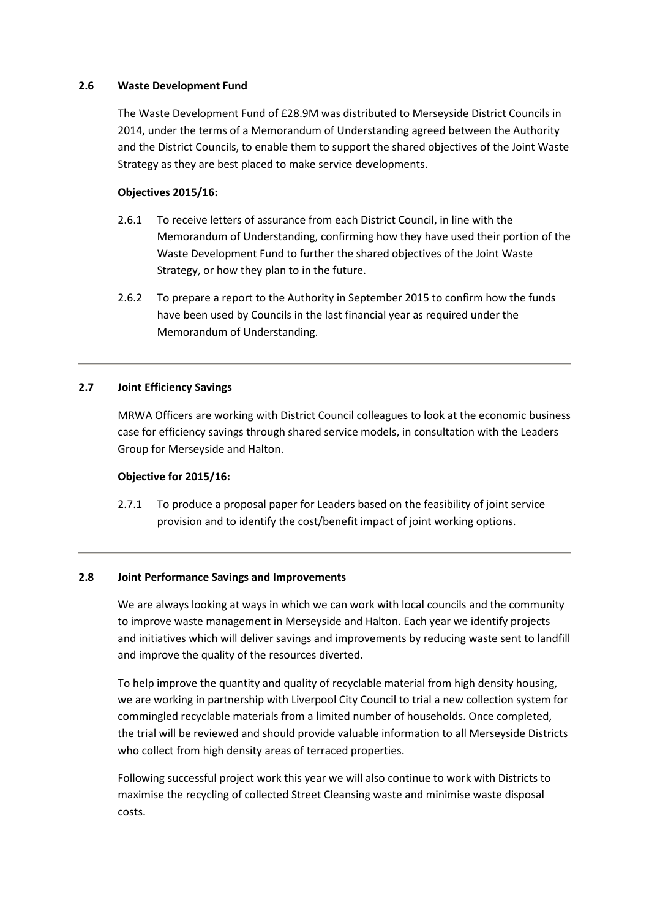### 2.6 Waste Development Fund

The Waste Development Fund of £28.9M was distributed to Merseyside District Councils in 2014, under the terms of a Memorandum of Understanding agreed between the Authority and the District Councils, to enable them to support the shared objectives of the Joint Waste Strategy as they are best placed to make service developments.

**Objectives 2015/16:**

2.6.1 To receive letters of assurance from each District Council, in line with the Memorandum of Understanding, confirming how they have used their portion of the Waste Development Fund to further the shared objectives of the Joint Waste Strategy, or how they plan to in the future.

2.6.2 To prepare a report to the Authority in September 2015 to confirm how the funds have been used by Councils in the last financial year as required under the Memorandum of Understanding.

---

### 2.7 Joint Efficiency Savings

MRWA Officers are working with District Council colleagues to look at the economic business case for efficiency savings through shared service models, in consultation with the Leaders Group for Merseyside and Halton.

**Objective for 2015/16:**

2.7.1 To produce a proposal paper for Leaders based on the feasibility of joint service provision and to identify the cost/benefit impact of joint working options.

---

### 2.8 Joint Performance Savings and Improvements

We are always looking at ways in which we can work with local councils and the community to improve waste management in Merseyside and Halton. Each year we identify projects and initiatives which will deliver savings and improvements by reducing waste sent to landfill and improve the quality of the resources diverted.

To help improve the quantity and quality of recyclable material from high density housing, we are working in partnership with Liverpool City Council to trial a new collection system for commingled recyclable materials from a limited number of households. Once completed, the trial will be reviewed and should provide valuable information to all Merseyside Districts who collect from high density areas of terraced properties.

Following successful project work this year we will also continue to work with Districts to maximise the recycling of collected Street Cleansing waste and minimise waste disposal costs.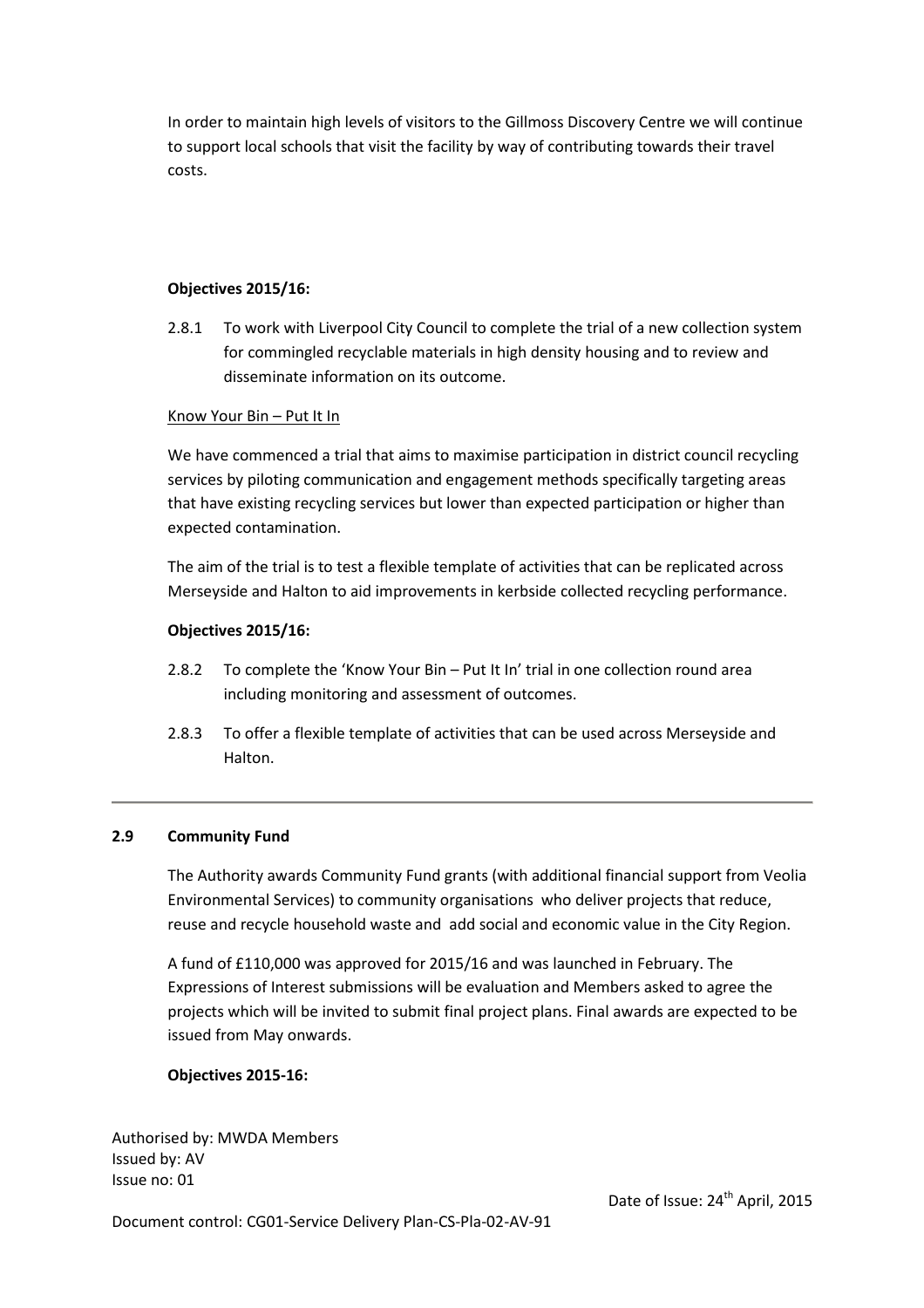In order to maintain high levels of visitors to the Gillmoss Discovery Centre we will continue to support local schools that visit the facility by way of contributing towards their travel costs.

**Objectives 2015/16:**

2.8.1 To work with Liverpool City Council to complete the trial of a new collection system for commingled recyclable materials in high density housing and to review and disseminate information on its outcome.

Know Your Bin – Put It In

We have commenced a trial that aims to maximise participation in district council recycling services by piloting communication and engagement methods specifically targeting areas that have existing recycling services but lower than expected participation or higher than expected contamination.

The aim of the trial is to test a flexible template of activities that can be replicated across Merseyside and Halton to aid improvements in kerbside collected recycling performance.

**Objectives 2015/16:**

2.8.2 To complete the 'Know Your Bin – Put It In' trial in one collection round area including monitoring and assessment of outcomes.

2.8.3 To offer a flexible template of activities that can be used across Merseyside and Halton.

---

### 2.9 Community Fund

The Authority awards Community Fund grants (with additional financial support from Veolia Environmental Services) to community organisations who deliver projects that reduce, reuse and recycle household waste and add social and economic value in the City Region.

A fund of £110,000 was approved for 2015/16 and was launched in February. The Expressions of Interest submissions will be evaluation and Members asked to agree the projects which will be invited to submit final project plans. Final awards are expected to be issued from May onwards.

**Objectives 2015-16:**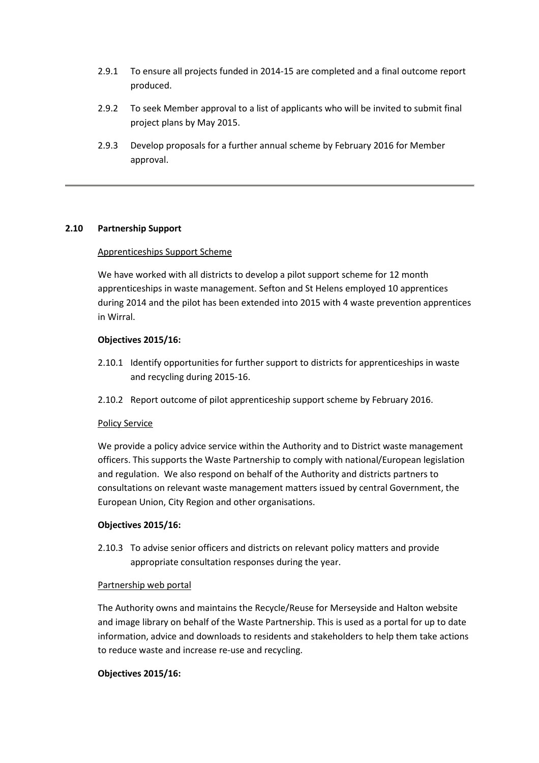2.9.1 To ensure all projects funded in 2014-15 are completed and a final outcome report produced.

2.9.2 To seek Member approval to a list of applicants who will be invited to submit final project plans by May 2015.

2.9.3 Develop proposals for a further annual scheme by February 2016 for Member approval.

---

## 2.10 Partnership Support

Apprenticeships Support Scheme

We have worked with all districts to develop a pilot support scheme for 12 month apprenticeships in waste management. Sefton and St Helens employed 10 apprentices during 2014 and the pilot has been extended into 2015 with 4 waste prevention apprentices in Wirral.

**Objectives 2015/16:**

2.10.1 Identify opportunities for further support to districts for apprenticeships in waste and recycling during 2015-16.

2.10.2 Report outcome of pilot apprenticeship support scheme by February 2016.

Policy Service

We provide a policy advice service within the Authority and to District waste management officers. This supports the Waste Partnership to comply with national/European legislation and regulation. We also respond on behalf of the Authority and districts partners to consultations on relevant waste management matters issued by central Government, the European Union, City Region and other organisations.

**Objectives 2015/16:**

2.10.3 To advise senior officers and districts on relevant policy matters and provide appropriate consultation responses during the year.

Partnership web portal

The Authority owns and maintains the Recycle/Reuse for Merseyside and Halton website and image library on behalf of the Waste Partnership. This is used as a portal for up to date information, advice and downloads to residents and stakeholders to help them take actions to reduce waste and increase re-use and recycling.

**Objectives 2015/16:**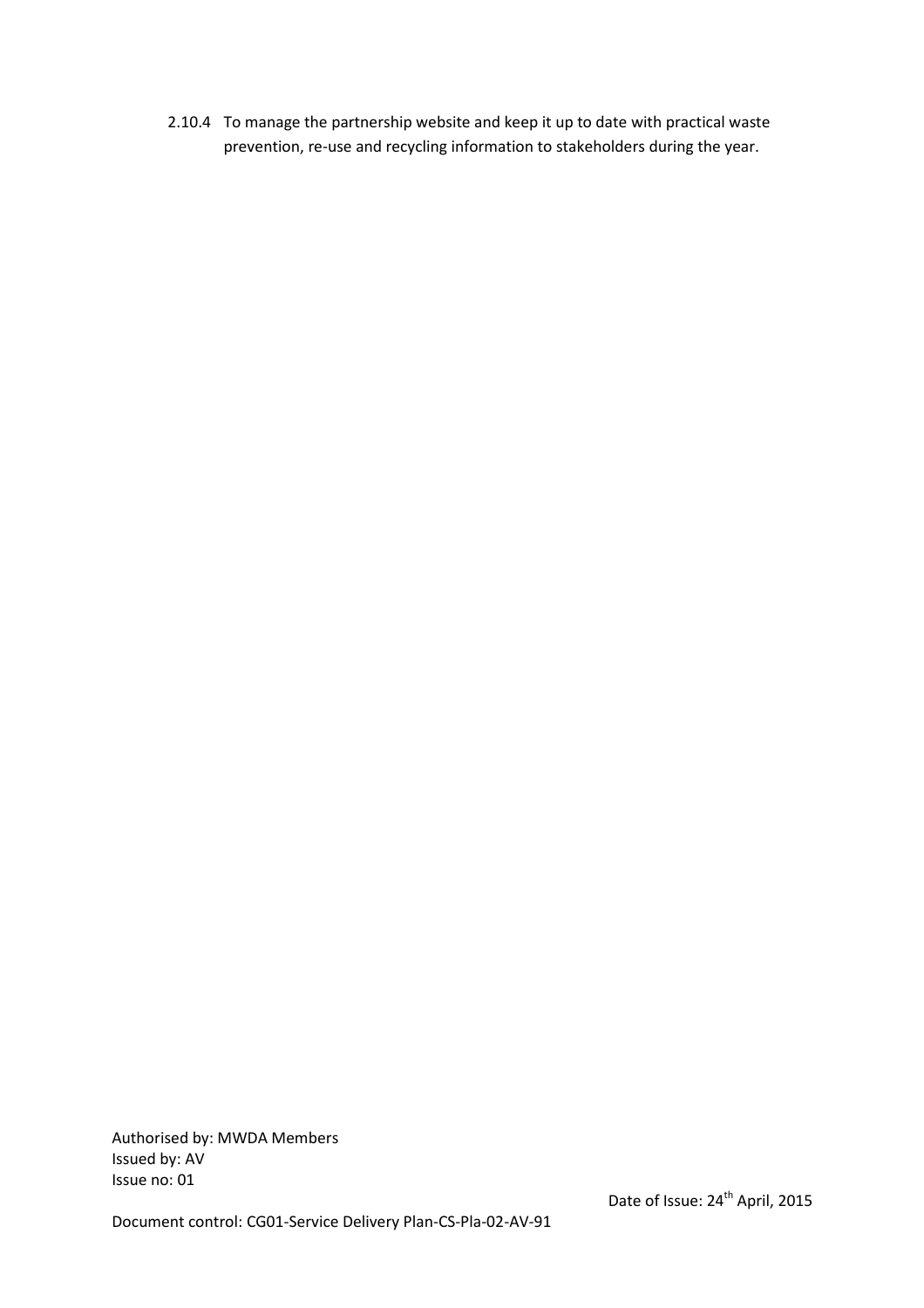2.10.4 To manage the partnership website and keep it up to date with practical waste prevention, re-use and recycling information to stakeholders during the year.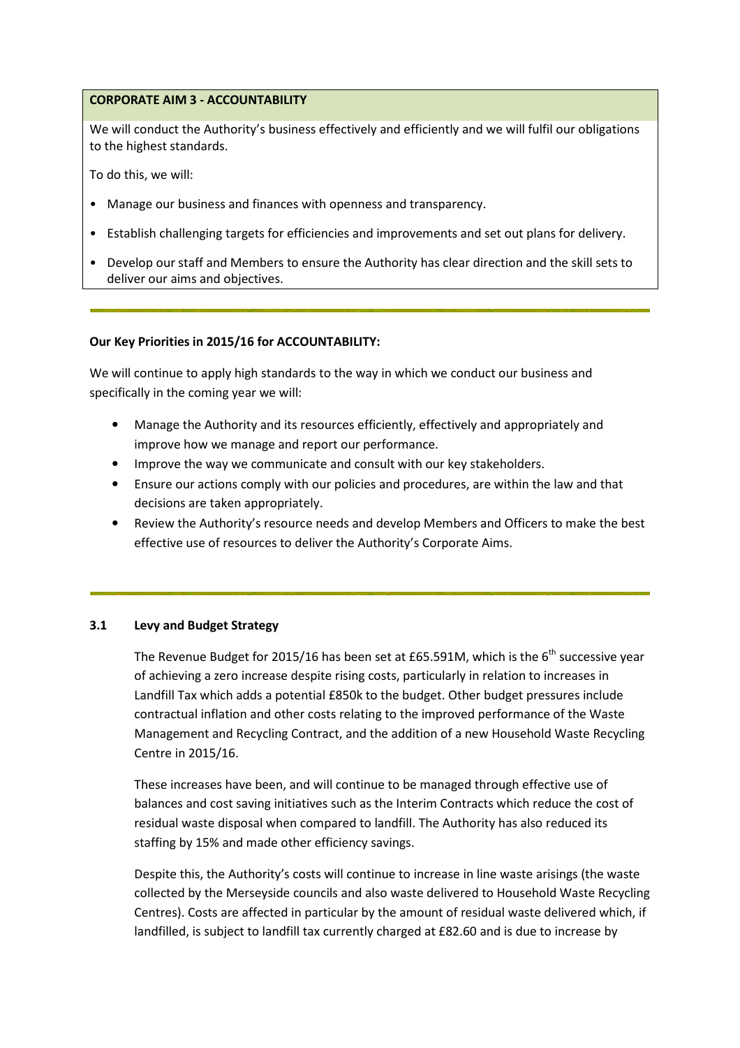**CORPORATE AIM 3 - ACCOUNTABILITY**

We will conduct the Authority's business effectively and efficiently and we will fulfil our obligations to the highest standards.

To do this, we will:

- Manage our business and finances with openness and transparency.
- Establish challenging targets for efficiencies and improvements and set out plans for delivery.
- Develop our staff and Members to ensure the Authority has clear direction and the skill sets to deliver our aims and objectives.

---

**Our Key Priorities in 2015/16 for ACCOUNTABILITY:**

We will continue to apply high standards to the way in which we conduct our business and specifically in the coming year we will:

- Manage the Authority and its resources efficiently, effectively and appropriately and improve how we manage and report our performance.
- Improve the way we communicate and consult with our key stakeholders.
- Ensure our actions comply with our policies and procedures, are within the law and that decisions are taken appropriately.
- Review the Authority's resource needs and develop Members and Officers to make the best effective use of resources to deliver the Authority's Corporate Aims.

---

### 3.1 Levy and Budget Strategy

The Revenue Budget for 2015/16 has been set at £65.591M, which is the 6th successive year of achieving a zero increase despite rising costs, particularly in relation to increases in Landfill Tax which adds a potential £850k to the budget. Other budget pressures include contractual inflation and other costs relating to the improved performance of the Waste Management and Recycling Contract, and the addition of a new Household Waste Recycling Centre in 2015/16.

These increases have been, and will continue to be managed through effective use of balances and cost saving initiatives such as the Interim Contracts which reduce the cost of residual waste disposal when compared to landfill. The Authority has also reduced its staffing by 15% and made other efficiency savings.

Despite this, the Authority's costs will continue to increase in line waste arisings (the waste collected by the Merseyside councils and also waste delivered to Household Waste Recycling Centres). Costs are affected in particular by the amount of residual waste delivered which, if landfilled, is subject to landfill tax currently charged at £82.60 and is due to increase by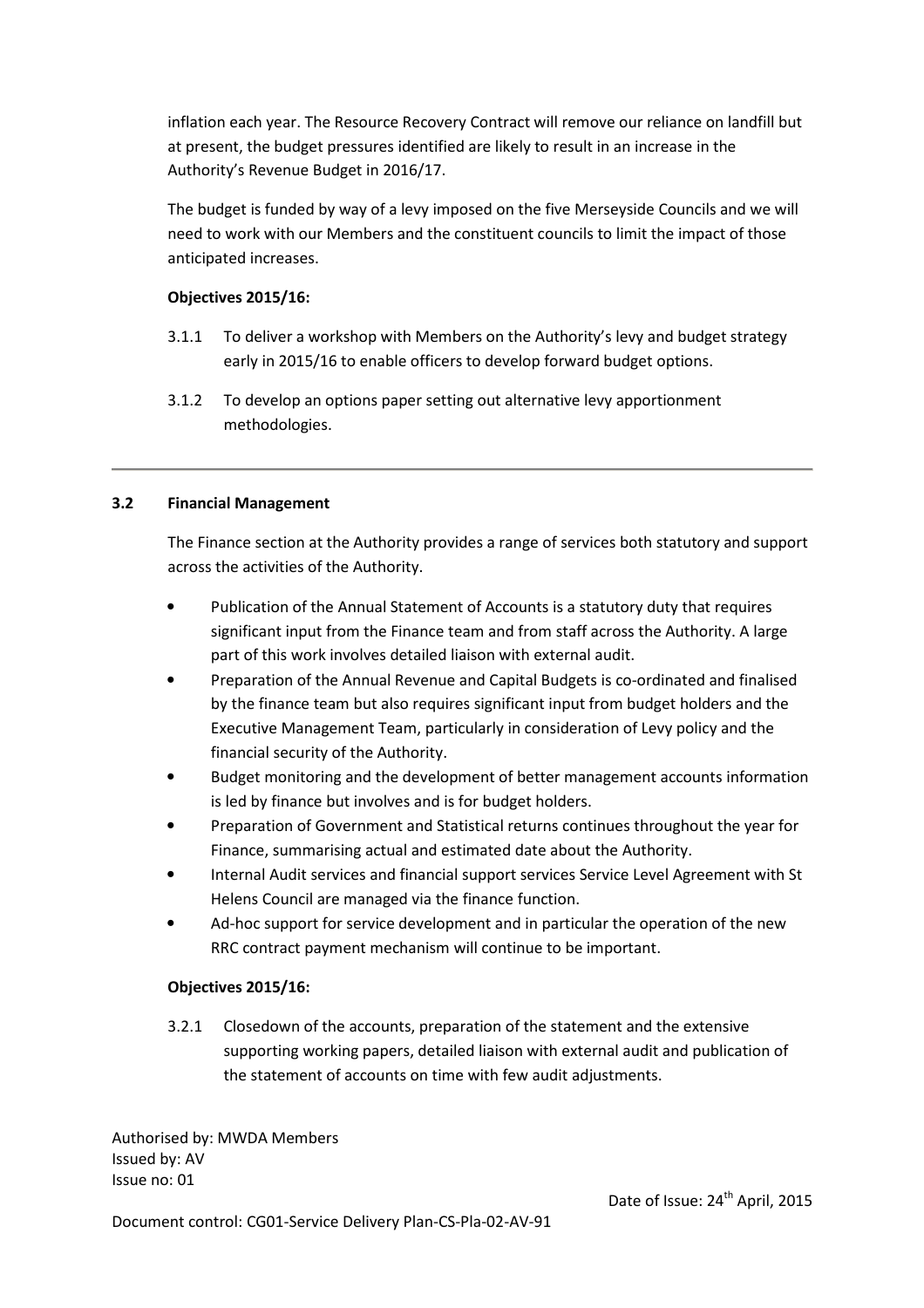inflation each year. The Resource Recovery Contract will remove our reliance on landfill but at present, the budget pressures identified are likely to result in an increase in the Authority's Revenue Budget in 2016/17.

The budget is funded by way of a levy imposed on the five Merseyside Councils and we will need to work with our Members and the constituent councils to limit the impact of those anticipated increases.

**Objectives 2015/16:**

3.1.1 To deliver a workshop with Members on the Authority's levy and budget strategy early in 2015/16 to enable officers to develop forward budget options.

3.1.2 To develop an options paper setting out alternative levy apportionment methodologies.

---

### 3.2 Financial Management

The Finance section at the Authority provides a range of services both statutory and support across the activities of the Authority.

- Publication of the Annual Statement of Accounts is a statutory duty that requires significant input from the Finance team and from staff across the Authority. A large part of this work involves detailed liaison with external audit.
- Preparation of the Annual Revenue and Capital Budgets is co-ordinated and finalised by the finance team but also requires significant input from budget holders and the Executive Management Team, particularly in consideration of Levy policy and the financial security of the Authority.
- Budget monitoring and the development of better management accounts information is led by finance but involves and is for budget holders.
- Preparation of Government and Statistical returns continues throughout the year for Finance, summarising actual and estimated date about the Authority.
- Internal Audit services and financial support services Service Level Agreement with St Helens Council are managed via the finance function.
- Ad-hoc support for service development and in particular the operation of the new RRC contract payment mechanism will continue to be important.

**Objectives 2015/16:**

3.2.1 Closedown of the accounts, preparation of the statement and the extensive supporting working papers, detailed liaison with external audit and publication of the statement of accounts on time with few audit adjustments.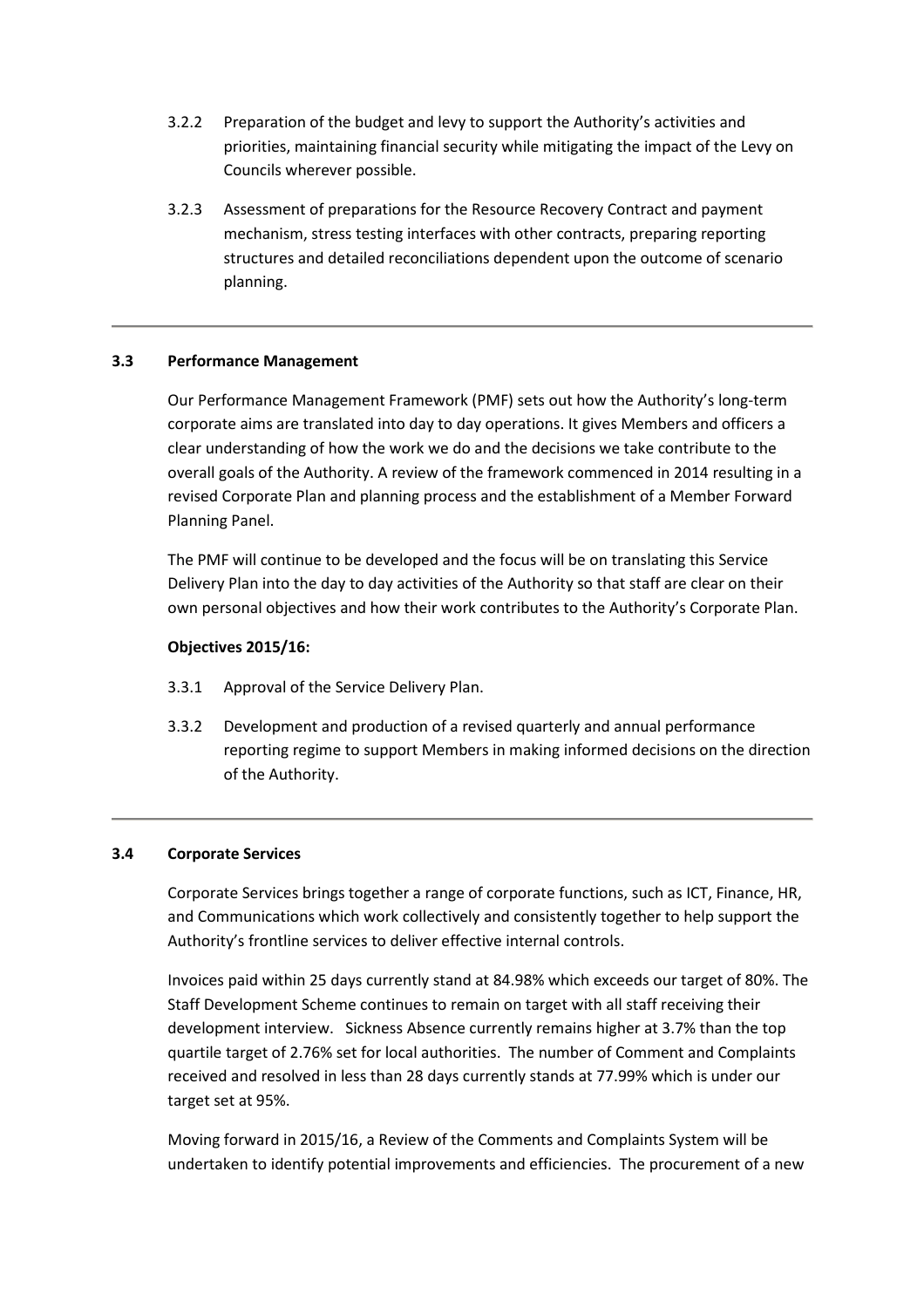3.2.2 Preparation of the budget and levy to support the Authority's activities and priorities, maintaining financial security while mitigating the impact of the Levy on Councils wherever possible.

3.2.3 Assessment of preparations for the Resource Recovery Contract and payment mechanism, stress testing interfaces with other contracts, preparing reporting structures and detailed reconciliations dependent upon the outcome of scenario planning.

---

### 3.3 Performance Management

Our Performance Management Framework (PMF) sets out how the Authority's long-term corporate aims are translated into day to day operations. It gives Members and officers a clear understanding of how the work we do and the decisions we take contribute to the overall goals of the Authority. A review of the framework commenced in 2014 resulting in a revised Corporate Plan and planning process and the establishment of a Member Forward Planning Panel.

The PMF will continue to be developed and the focus will be on translating this Service Delivery Plan into the day to day activities of the Authority so that staff are clear on their own personal objectives and how their work contributes to the Authority's Corporate Plan.

**Objectives 2015/16:**

3.3.1 Approval of the Service Delivery Plan.

3.3.2 Development and production of a revised quarterly and annual performance reporting regime to support Members in making informed decisions on the direction of the Authority.

---

### 3.4 Corporate Services

Corporate Services brings together a range of corporate functions, such as ICT, Finance, HR, and Communications which work collectively and consistently together to help support the Authority's frontline services to deliver effective internal controls.

Invoices paid within 25 days currently stand at 84.98% which exceeds our target of 80%. The Staff Development Scheme continues to remain on target with all staff receiving their development interview. Sickness Absence currently remains higher at 3.7% than the top quartile target of 2.76% set for local authorities. The number of Comment and Complaints received and resolved in less than 28 days currently stands at 77.99% which is under our target set at 95%.

Moving forward in 2015/16, a Review of the Comments and Complaints System will be undertaken to identify potential improvements and efficiencies. The procurement of a new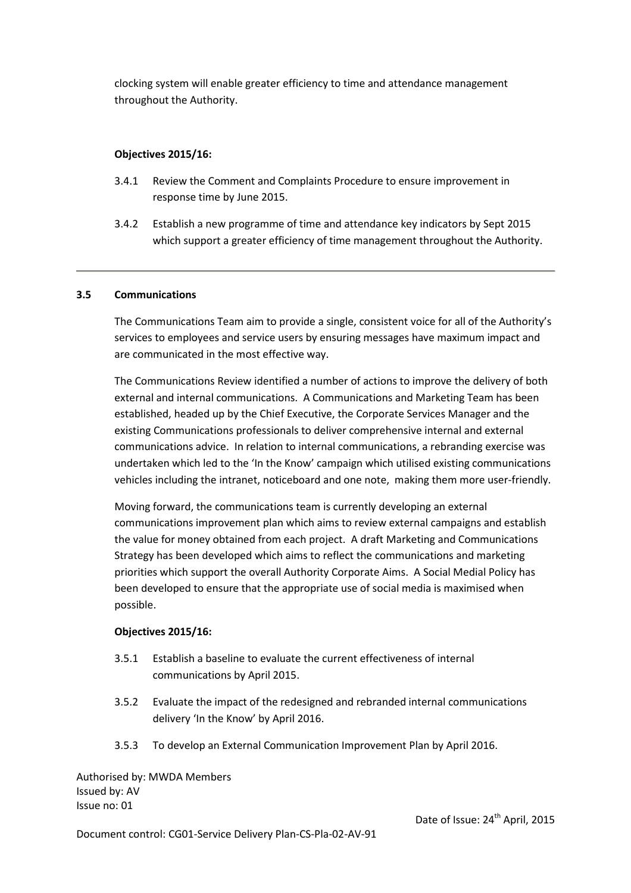clocking system will enable greater efficiency to time and attendance management throughout the Authority.

**Objectives 2015/16:**

3.4.1 Review the Comment and Complaints Procedure to ensure improvement in response time by June 2015.

3.4.2 Establish a new programme of time and attendance key indicators by Sept 2015 which support a greater efficiency of time management throughout the Authority.

---

### 3.5 Communications

The Communications Team aim to provide a single, consistent voice for all of the Authority's services to employees and service users by ensuring messages have maximum impact and are communicated in the most effective way.

The Communications Review identified a number of actions to improve the delivery of both external and internal communications. A Communications and Marketing Team has been established, headed up by the Chief Executive, the Corporate Services Manager and the existing Communications professionals to deliver comprehensive internal and external communications advice. In relation to internal communications, a rebranding exercise was undertaken which led to the 'In the Know' campaign which utilised existing communications vehicles including the intranet, noticeboard and one note, making them more user-friendly.

Moving forward, the communications team is currently developing an external communications improvement plan which aims to review external campaigns and establish the value for money obtained from each project. A draft Marketing and Communications Strategy has been developed which aims to reflect the communications and marketing priorities which support the overall Authority Corporate Aims. A Social Medial Policy has been developed to ensure that the appropriate use of social media is maximised when possible.

**Objectives 2015/16:**

3.5.1 Establish a baseline to evaluate the current effectiveness of internal communications by April 2015.

3.5.2 Evaluate the impact of the redesigned and rebranded internal communications delivery 'In the Know' by April 2016.

3.5.3 To develop an External Communication Improvement Plan by April 2016.

Authorised by: MWDA Members
Issued by: AV
Issue no: 01

Date of Issue: 24th April, 2015

Document control: CG01-Service Delivery Plan-CS-Pla-02-AV-91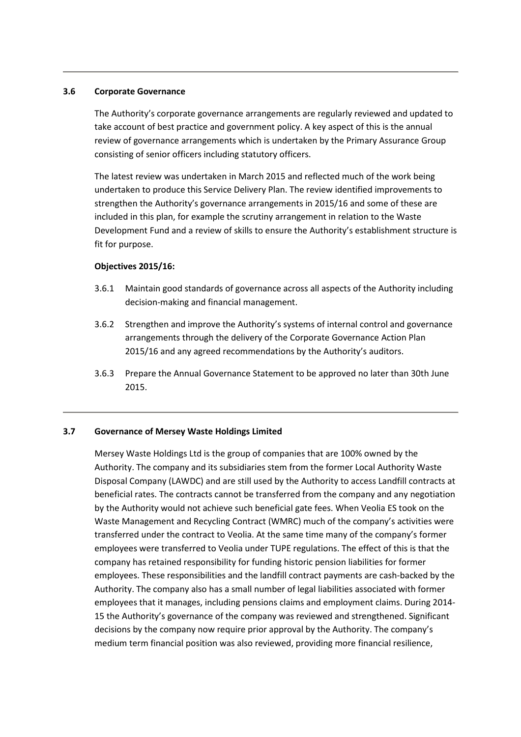## 3.6 Corporate Governance

The Authority's corporate governance arrangements are regularly reviewed and updated to take account of best practice and government policy. A key aspect of this is the annual review of governance arrangements which is undertaken by the Primary Assurance Group consisting of senior officers including statutory officers.

The latest review was undertaken in March 2015 and reflected much of the work being undertaken to produce this Service Delivery Plan. The review identified improvements to strengthen the Authority's governance arrangements in 2015/16 and some of these are included in this plan, for example the scrutiny arrangement in relation to the Waste Development Fund and a review of skills to ensure the Authority's establishment structure is fit for purpose.

**Objectives 2015/16:**

3.6.1 Maintain good standards of governance across all aspects of the Authority including decision-making and financial management.

3.6.2 Strengthen and improve the Authority's systems of internal control and governance arrangements through the delivery of the Corporate Governance Action Plan 2015/16 and any agreed recommendations by the Authority's auditors.

3.6.3 Prepare the Annual Governance Statement to be approved no later than 30th June 2015.

---

## 3.7 Governance of Mersey Waste Holdings Limited

Mersey Waste Holdings Ltd is the group of companies that are 100% owned by the Authority. The company and its subsidiaries stem from the former Local Authority Waste Disposal Company (LAWDC) and are still used by the Authority to access Landfill contracts at beneficial rates. The contracts cannot be transferred from the company and any negotiation by the Authority would not achieve such beneficial gate fees. When Veolia ES took on the Waste Management and Recycling Contract (WMRC) much of the company's activities were transferred under the contract to Veolia. At the same time many of the company's former employees were transferred to Veolia under TUPE regulations. The effect of this is that the company has retained responsibility for funding historic pension liabilities for former employees. These responsibilities and the landfill contract payments are cash-backed by the Authority. The company also has a small number of legal liabilities associated with former employees that it manages, including pensions claims and employment claims. During 2014-15 the Authority's governance of the company was reviewed and strengthened. Significant decisions by the company now require prior approval by the Authority. The company's medium term financial position was also reviewed, providing more financial resilience,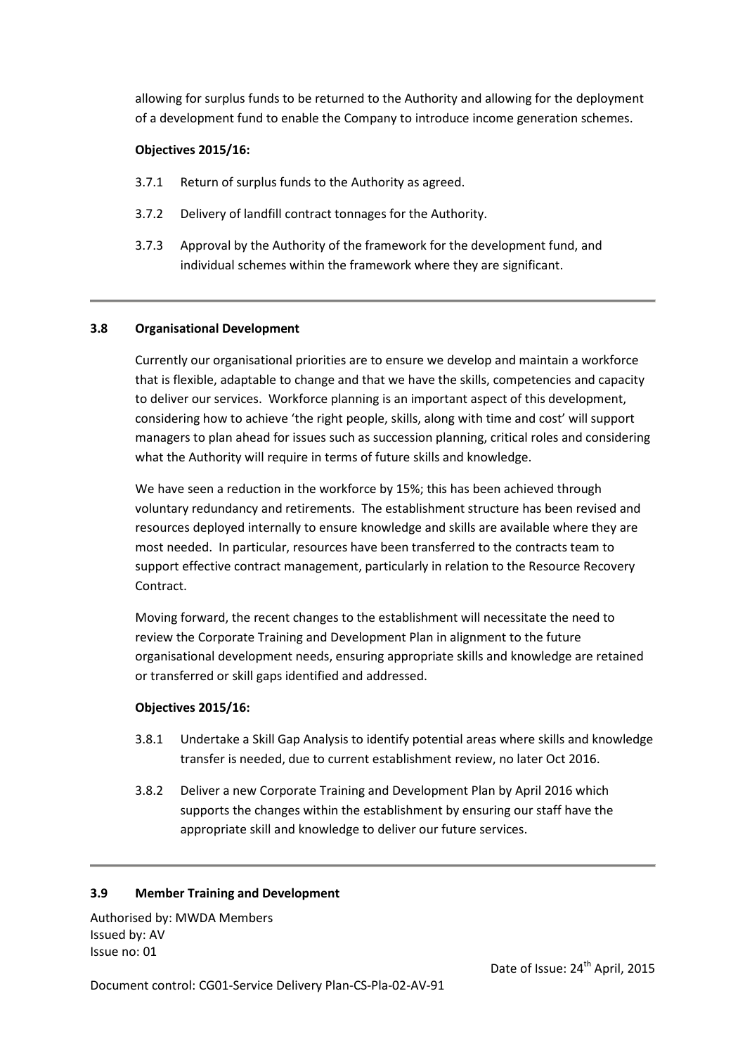allowing for surplus funds to be returned to the Authority and allowing for the deployment of a development fund to enable the Company to introduce income generation schemes.

**Objectives 2015/16:**

3.7.1 Return of surplus funds to the Authority as agreed.

3.7.2 Delivery of landfill contract tonnages for the Authority.

3.7.3 Approval by the Authority of the framework for the development fund, and individual schemes within the framework where they are significant.

---

### 3.8 Organisational Development

Currently our organisational priorities are to ensure we develop and maintain a workforce that is flexible, adaptable to change and that we have the skills, competencies and capacity to deliver our services. Workforce planning is an important aspect of this development, considering how to achieve 'the right people, skills, along with time and cost' will support managers to plan ahead for issues such as succession planning, critical roles and considering what the Authority will require in terms of future skills and knowledge.

We have seen a reduction in the workforce by 15%; this has been achieved through voluntary redundancy and retirements. The establishment structure has been revised and resources deployed internally to ensure knowledge and skills are available where they are most needed. In particular, resources have been transferred to the contracts team to support effective contract management, particularly in relation to the Resource Recovery Contract.

Moving forward, the recent changes to the establishment will necessitate the need to review the Corporate Training and Development Plan in alignment to the future organisational development needs, ensuring appropriate skills and knowledge are retained or transferred or skill gaps identified and addressed.

**Objectives 2015/16:**

3.8.1 Undertake a Skill Gap Analysis to identify potential areas where skills and knowledge transfer is needed, due to current establishment review, no later Oct 2016.

3.8.2 Deliver a new Corporate Training and Development Plan by April 2016 which supports the changes within the establishment by ensuring our staff have the appropriate skill and knowledge to deliver our future services.

---

### 3.9 Member Training and Development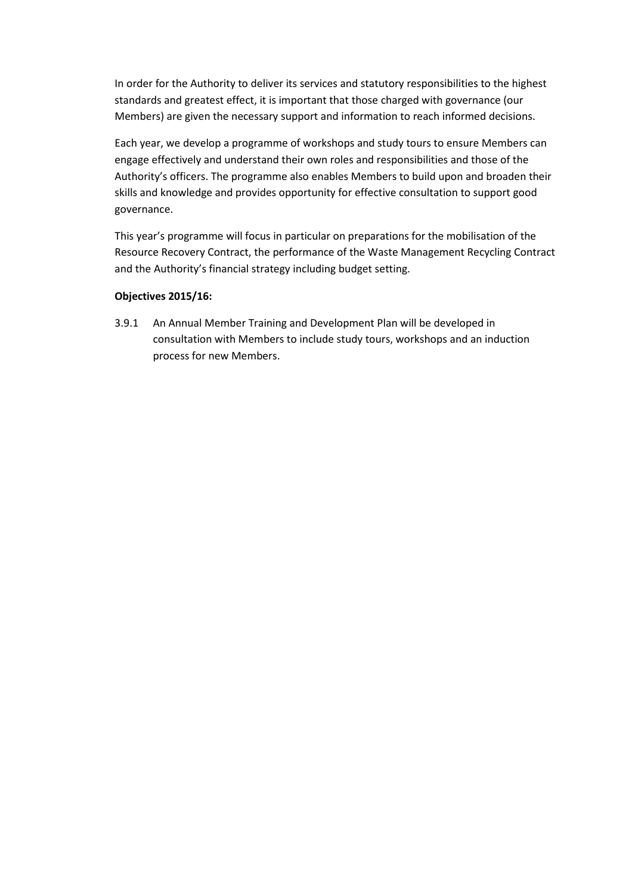In order for the Authority to deliver its services and statutory responsibilities to the highest standards and greatest effect, it is important that those charged with governance (our Members) are given the necessary support and information to reach informed decisions.

Each year, we develop a programme of workshops and study tours to ensure Members can engage effectively and understand their own roles and responsibilities and those of the Authority's officers. The programme also enables Members to build upon and broaden their skills and knowledge and provides opportunity for effective consultation to support good governance.

This year's programme will focus in particular on preparations for the mobilisation of the Resource Recovery Contract, the performance of the Waste Management Recycling Contract and the Authority's financial strategy including budget setting.

**Objectives 2015/16:**

3.9.1 An Annual Member Training and Development Plan will be developed in consultation with Members to include study tours, workshops and an induction process for new Members.